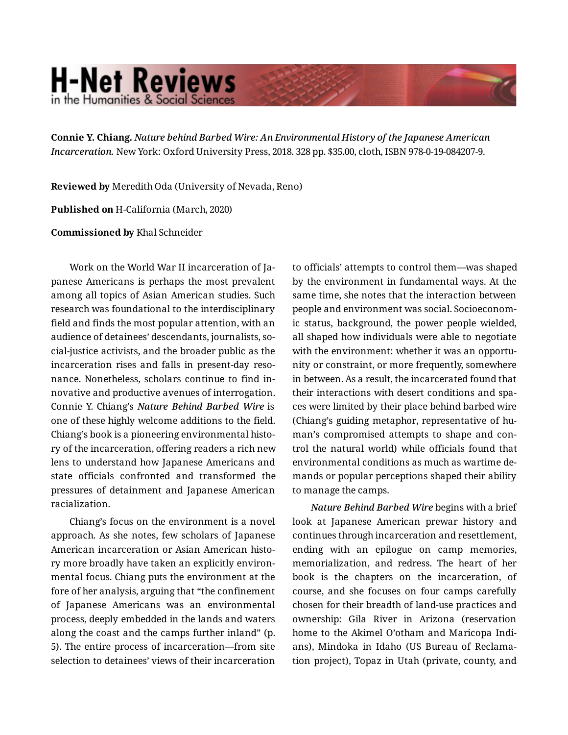# H-Net Reviews in the Humanities & Social Sciences

**Connie Y. Chiang.** *Nature behind Barbed Wire: An Environmental History of the Japanese American Incarceration.* New York: Oxford University Press, 2018. 328 pp. $35.00, cloth, ISBN 978-0-19-084207-9.

**Reviewed by** Meredith Oda (University of Nevada, Reno)

**Published on** H-California (March, 2020)

**Commissioned by** Khal Schneider

Work on the World War II incarceration of Japanese Americans is perhaps the most prevalent among all topics of Asian American studies. Such research was foundational to the interdisciplinary field and finds the most popular attention, with an audience of detainees' descendants, journalists, social-justice activists, and the broader public as the incarceration rises and falls in present-day resonance. Nonetheless, scholars continue to find innovative and productive avenues of interrogation. Connie Y. Chiang's ***Nature Behind Barbed Wire*** is one of these highly welcome additions to the field. Chiang's book is a pioneering environmental history of the incarceration, offering readers a rich new lens to understand how Japanese Americans and state officials confronted and transformed the pressures of detainment and Japanese American racialization.

Chiang's focus on the environment is a novel approach. As she notes, few scholars of Japanese American incarceration or Asian American history more broadly have taken an explicitly environmental focus. Chiang puts the environment at the fore of her analysis, arguing that "the confinement of Japanese Americans was an environmental process, deeply embedded in the lands and waters along the coast and the camps further inland" (p. 5). The entire process of incarceration—from site selection to detainees' views of their incarceration to officials' attempts to control them—was shaped by the environment in fundamental ways. At the same time, she notes that the interaction between people and environment was social. Socioeconomic status, background, the power people wielded, all shaped how individuals were able to negotiate with the environment: whether it was an opportunity or constraint, or more frequently, somewhere in between. As a result, the incarcerated found that their interactions with desert conditions and spaces were limited by their place behind barbed wire (Chiang's guiding metaphor, representative of human's compromised attempts to shape and control the natural world) while officials found that environmental conditions as much as wartime demands or popular perceptions shaped their ability to manage the camps.

*Nature Behind Barbed Wire* begins with a brief look at Japanese American prewar history and continues through incarceration and resettlement, ending with an epilogue on camp memories, memorialization, and redress. The heart of her book is the chapters on the incarceration, of course, and she focuses on four camps carefully chosen for their breadth of land-use practices and ownership: Gila River in Arizona (reservation home to the Akimel O'otham and Maricopa Indians), Mindoka in Idaho (US Bureau of Reclamation project), Topaz in Utah (private, county, and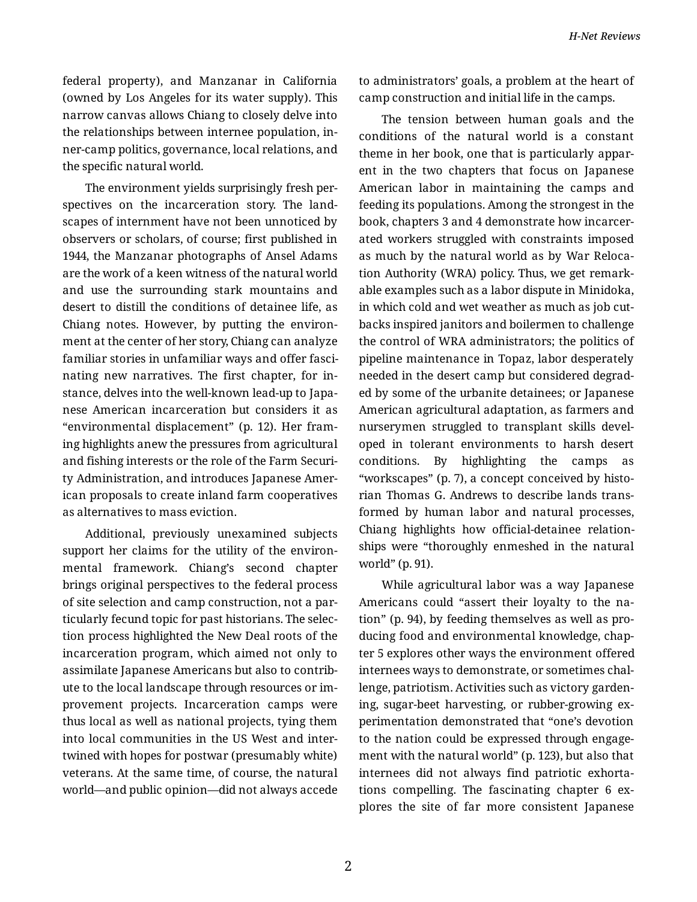federal property), and Manzanar in California (owned by Los Angeles for its water supply). This narrow canvas allows Chiang to closely delve into the relationships between internee population, inner-camp politics, governance, local relations, and the specific natural world.

The environment yields surprisingly fresh perspectives on the incarceration story. The landscapes of internment have not been unnoticed by observers or scholars, of course; first published in 1944, the Manzanar photographs of Ansel Adams are the work of a keen witness of the natural world and use the surrounding stark mountains and desert to distill the conditions of detainee life, as Chiang notes. However, by putting the environment at the center of her story, Chiang can analyze familiar stories in unfamiliar ways and offer fascinating new narratives. The first chapter, for instance, delves into the well-known lead-up to Japanese American incarceration but considers it as "environmental displacement" (p. 12). Her framing highlights anew the pressures from agricultural and fishing interests or the role of the Farm Security Administration, and introduces Japanese American proposals to create inland farm cooperatives as alternatives to mass eviction.

Additional, previously unexamined subjects support her claims for the utility of the environmental framework. Chiang's second chapter brings original perspectives to the federal process of site selection and camp construction, not a particularly fecund topic for past historians. The selection process highlighted the New Deal roots of the incarceration program, which aimed not only to assimilate Japanese Americans but also to contribute to the local landscape through resources or improvement projects. Incarceration camps were thus local as well as national projects, tying them into local communities in the US West and intertwined with hopes for postwar (presumably white) veterans. At the same time, of course, the natural world—and public opinion—did not always accede to administrators' goals, a problem at the heart of camp construction and initial life in the camps.

The tension between human goals and the conditions of the natural world is a constant theme in her book, one that is particularly apparent in the two chapters that focus on Japanese American labor in maintaining the camps and feeding its populations. Among the strongest in the book, chapters 3 and 4 demonstrate how incarcerated workers struggled with constraints imposed as much by the natural world as by War Relocation Authority (WRA) policy. Thus, we get remarkable examples such as a labor dispute in Minidoka, in which cold and wet weather as much as job cutbacks inspired janitors and boilermen to challenge the control of WRA administrators; the politics of pipeline maintenance in Topaz, labor desperately needed in the desert camp but considered degraded by some of the urbanite detainees; or Japanese American agricultural adaptation, as farmers and nurserymen struggled to transplant skills developed in tolerant environments to harsh desert conditions. By highlighting the camps as "workscapes" (p. 7), a concept conceived by historian Thomas G. Andrews to describe lands transformed by human labor and natural processes, Chiang highlights how official-detainee relationships were "thoroughly enmeshed in the natural world" (p. 91).

While agricultural labor was a way Japanese Americans could "assert their loyalty to the nation" (p. 94), by feeding themselves as well as producing food and environmental knowledge, chapter 5 explores other ways the environment offered internees ways to demonstrate, or sometimes challenge, patriotism. Activities such as victory gardening, sugar-beet harvesting, or rubber-growing experimentation demonstrated that "one's devotion to the nation could be expressed through engagement with the natural world" (p. 123), but also that internees did not always find patriotic exhortations compelling. The fascinating chapter 6 explores the site of far more consistent Japanese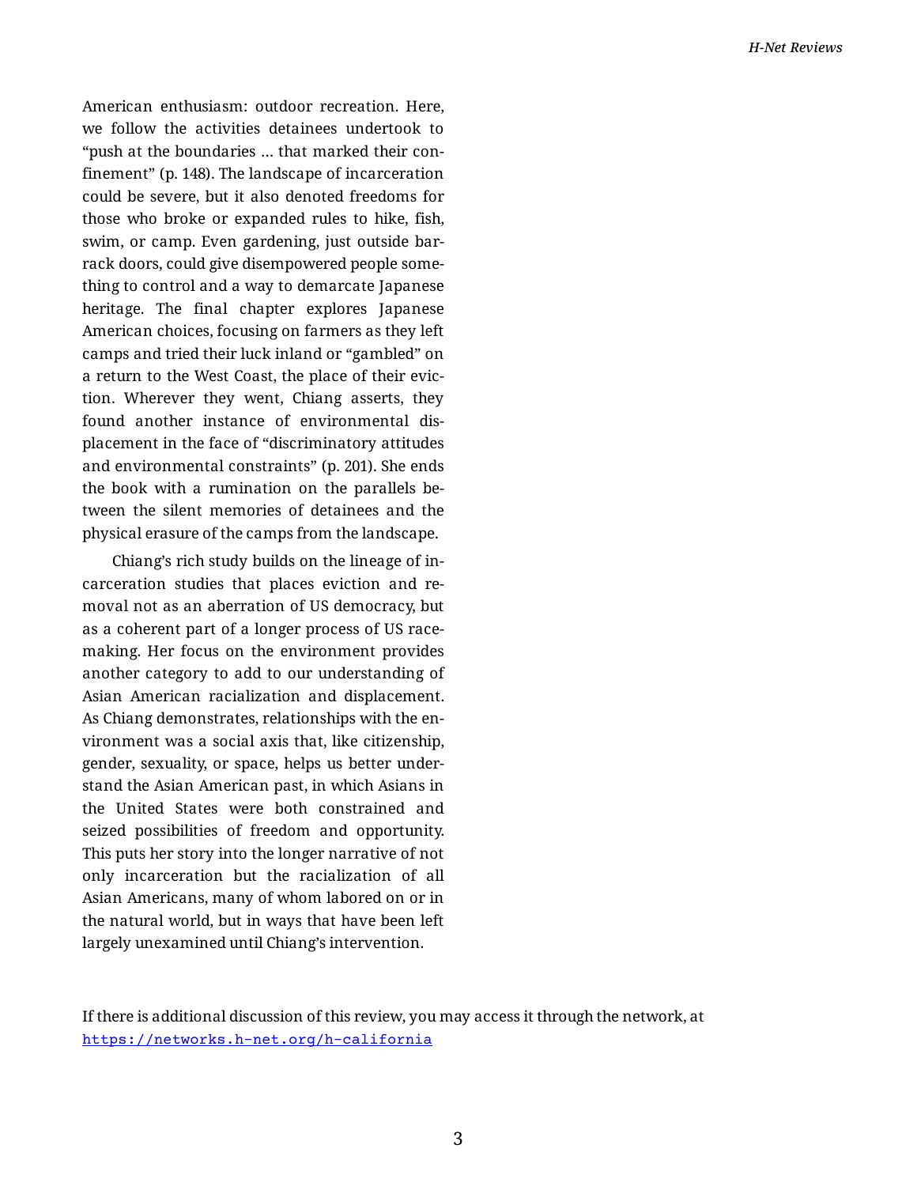American enthusiasm: outdoor recreation. Here, we follow the activities detainees undertook to "push at the boundaries ... that marked their confinement" (p. 148). The landscape of incarceration could be severe, but it also denoted freedoms for those who broke or expanded rules to hike, fish, swim, or camp. Even gardening, just outside barrack doors, could give disempowered people something to control and a way to demarcate Japanese heritage. The final chapter explores Japanese American choices, focusing on farmers as they left camps and tried their luck inland or "gambled" on a return to the West Coast, the place of their eviction. Wherever they went, Chiang asserts, they found another instance of environmental displacement in the face of "discriminatory attitudes and environmental constraints" (p. 201). She ends the book with a rumination on the parallels between the silent memories of detainees and the physical erasure of the camps from the landscape.

Chiang's rich study builds on the lineage of incarceration studies that places eviction and removal not as an aberration of US democracy, but as a coherent part of a longer process of US race-making. Her focus on the environment provides another category to add to our understanding of Asian American racialization and displacement. As Chiang demonstrates, relationships with the environment was a social axis that, like citizenship, gender, sexuality, or space, helps us better understand the Asian American past, in which Asians in the United States were both constrained and seized possibilities of freedom and opportunity. This puts her story into the longer narrative of not only incarceration but the racialization of all Asian Americans, many of whom labored on or in the natural world, but in ways that have been left largely unexamined until Chiang's intervention.

If there is additional discussion of this review, you may access it through the network, at https://networks.h-net.org/h-california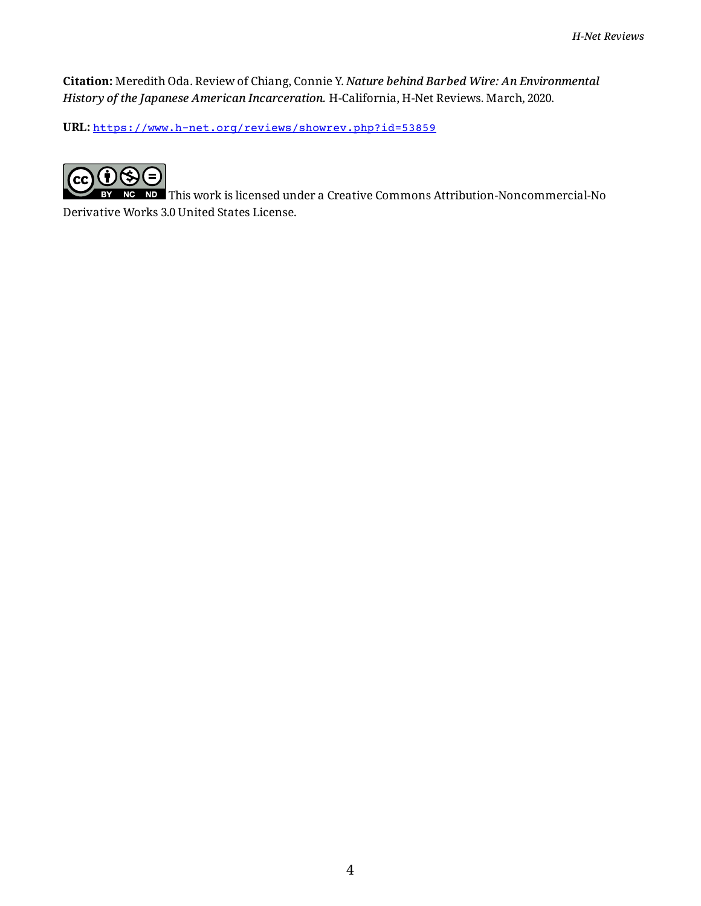**Citation:** Meredith Oda. Review of Chiang, Connie Y. ***Nature behind Barbed Wire: An Environmental History of the Japanese American Incarceration.*** H-California, H-Net Reviews. March, 2020.

**URL:** https://www.h-net.org/reviews/showrev.php?id=53859

This work is licensed under a Creative Commons Attribution-Noncommercial-No Derivative Works 3.0 United States License.